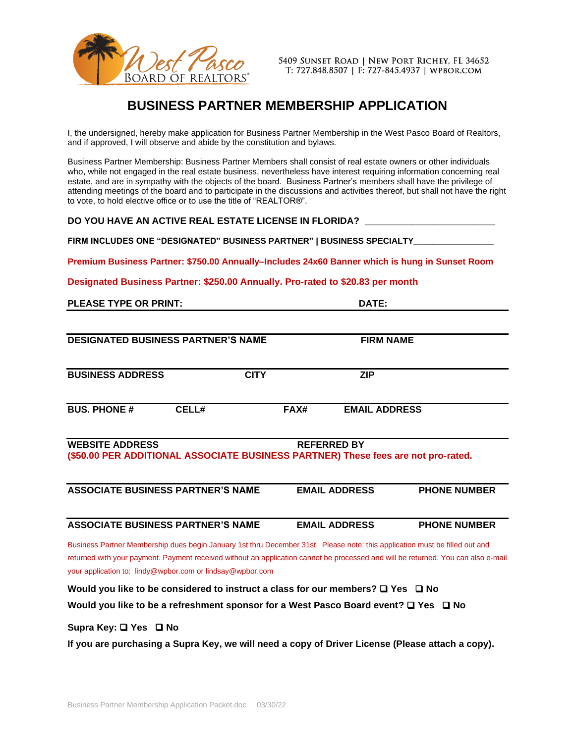5409 SUNSET ROAD | NEW PORT RICHEY, FL 34652
T: 727.848.8507 | F: 727-845.4937 | WPBOR.COM

# BUSINESS PARTNER MEMBERSHIP APPLICATION

I, the undersigned, hereby make application for Business Partner Membership in the West Pasco Board of Realtors, and if approved, I will observe and abide by the constitution and bylaws.

Business Partner Membership: Business Partner Members shall consist of real estate owners or other individuals who, while not engaged in the real estate business, nevertheless have interest requiring information concerning real estate, and are in sympathy with the objects of the board. Business Partner's members shall have the privilege of attending meetings of the board and to participate in the discussions and activities thereof, but shall not have the right to vote, to hold elective office or to use the title of "REALTOR®".

**DO YOU HAVE AN ACTIVE REAL ESTATE LICENSE IN FLORIDA?** ___________________________

**FIRM INCLUDES ONE "DESIGNATED" BUSINESS PARTNER" | BUSINESS SPECIALTY**_________________

**Premium Business Partner: $750.00 Annually–Includes 24x60 Banner which is hung in Sunset Room**

**Designated Business Partner: $250.00 Annually. Pro-rated to $20.83 per month**

**PLEASE TYPE OR PRINT:** **DATE:**

---

**DESIGNATED BUSINESS PARTNER'S NAME** **FIRM NAME**

---

**BUSINESS ADDRESS** **CITY** **ZIP**

---

**BUS. PHONE #** **CELL#** **FAX#** **EMAIL ADDRESS**

---

**WEBSITE ADDRESS** **REFERRED BY**

**($50.00 PER ADDITIONAL ASSOCIATE BUSINESS PARTNER) These fees are not pro-rated.**

---

**ASSOCIATE BUSINESS PARTNER'S NAME** **EMAIL ADDRESS** **PHONE NUMBER**

---

**ASSOCIATE BUSINESS PARTNER'S NAME** **EMAIL ADDRESS** **PHONE NUMBER**

Business Partner Membership dues begin January 1st thru December 31st. Please note: this application must be filled out and returned with your payment. Payment received without an application cannot be processed and will be returned. You can also e-mail your application to: lindy@wpbor.com or lindsay@wpbor.com

**Would you like to be considered to instruct a class for our members? ☐ Yes ☐ No**

**Would you like to be a refreshment sponsor for a West Pasco Board event? ☐ Yes ☐ No**

**Supra Key: ☐ Yes ☐ No**

**If you are purchasing a Supra Key, we will need a copy of Driver License (Please attach a copy).**

Business Partner Membership Application Packet.doc 03/30/22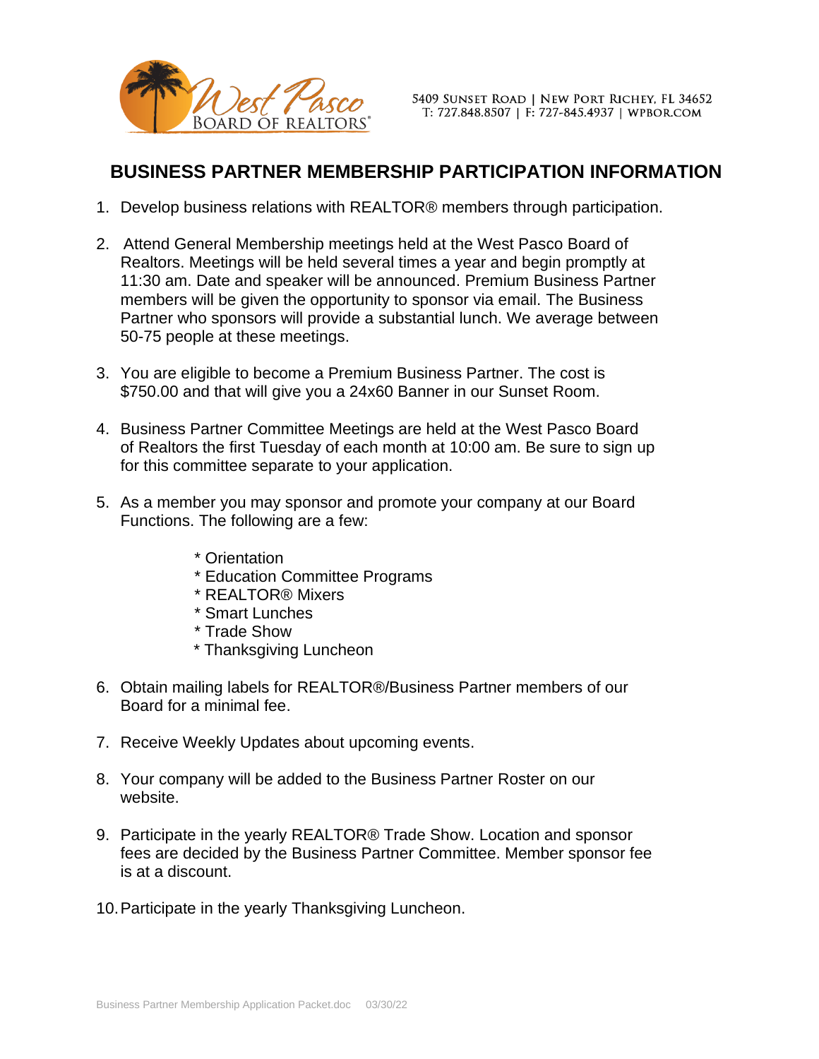5409 Sunset Road | New Port Richey, FL 34652
T: 727.848.8507 | F: 727-845.4937 | WPBOR.COM

# BUSINESS PARTNER MEMBERSHIP PARTICIPATION INFORMATION

1. Develop business relations with REALTOR® members through participation.

2. Attend General Membership meetings held at the West Pasco Board of Realtors. Meetings will be held several times a year and begin promptly at 11:30 am. Date and speaker will be announced. Premium Business Partner members will be given the opportunity to sponsor via email. The Business Partner who sponsors will provide a substantial lunch. We average between 50-75 people at these meetings.

3. You are eligible to become a Premium Business Partner. The cost is $750.00 and that will give you a 24x60 Banner in our Sunset Room.

4. Business Partner Committee Meetings are held at the West Pasco Board of Realtors the first Tuesday of each month at 10:00 am. Be sure to sign up for this committee separate to your application.

5. As a member you may sponsor and promote your company at our Board Functions. The following are a few:

   * Orientation
   * Education Committee Programs
   * REALTOR® Mixers
   * Smart Lunches
   * Trade Show
   * Thanksgiving Luncheon

6. Obtain mailing labels for REALTOR®/Business Partner members of our Board for a minimal fee.

7. Receive Weekly Updates about upcoming events.

8. Your company will be added to the Business Partner Roster on our website.

9. Participate in the yearly REALTOR® Trade Show. Location and sponsor fees are decided by the Business Partner Committee. Member sponsor fee is at a discount.

10. Participate in the yearly Thanksgiving Luncheon.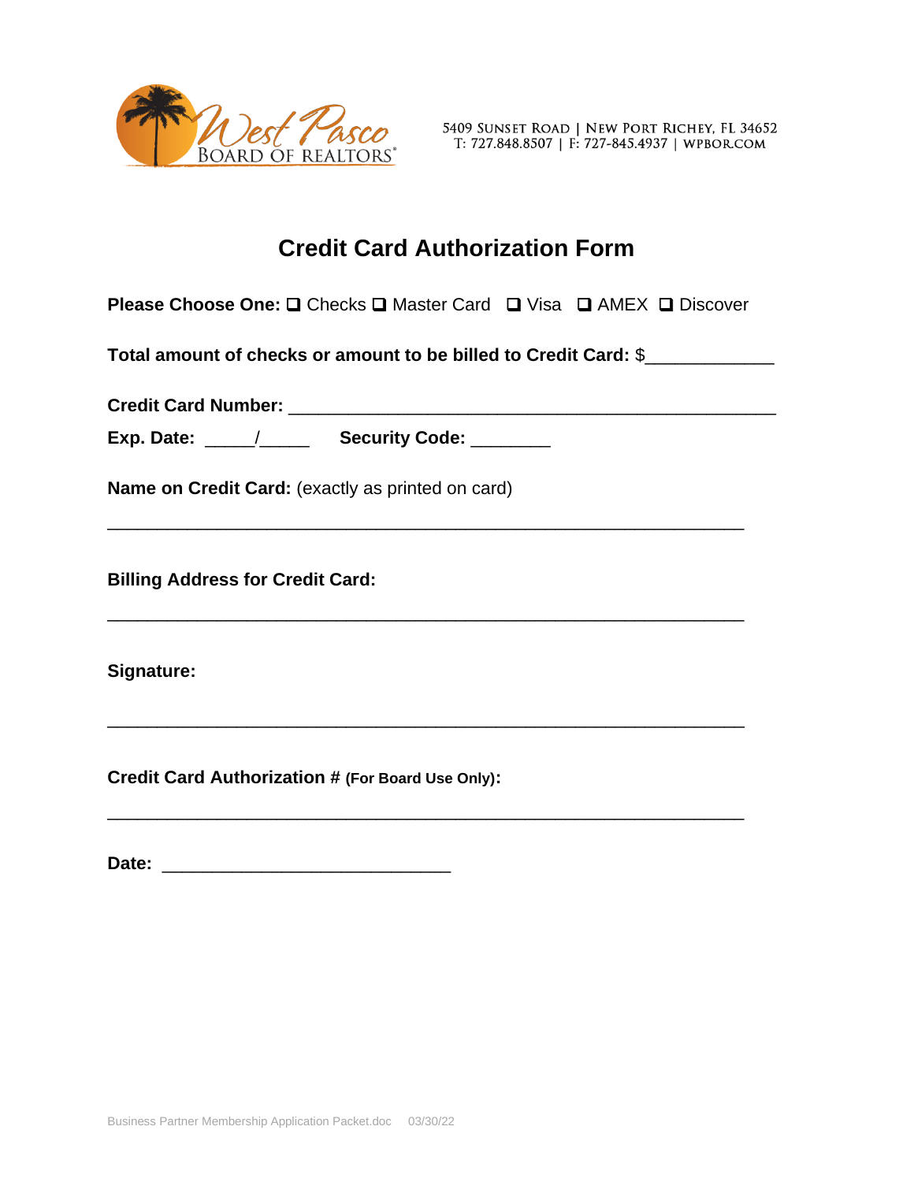West Pasco BOARD OF REALTORS®

5409 SUNSET ROAD | NEW PORT RICHEY, FL 34652
T: 727.848.8507 | F: 727-845.4937 | WPBOR.COM

# Credit Card Authorization Form

**Please Choose One:** ❑ Checks ❑ Master Card ❑ Visa ❑ AMEX ❑ Discover

**Total amount of checks or amount to be billed to Credit Card:** $____________

**Credit Card Number:** ____________________________________________

**Exp. Date:** _____/_____ **Security Code:** ________

**Name on Credit Card:** (exactly as printed on card)

__________________________________________________________

**Billing Address for Credit Card:**

__________________________________________________________

**Signature:**

__________________________________________________________

**Credit Card Authorization #** **(For Board Use Only):**

__________________________________________________________

**Date:** ___________________________

Business Partner Membership Application Packet.doc 03/30/22